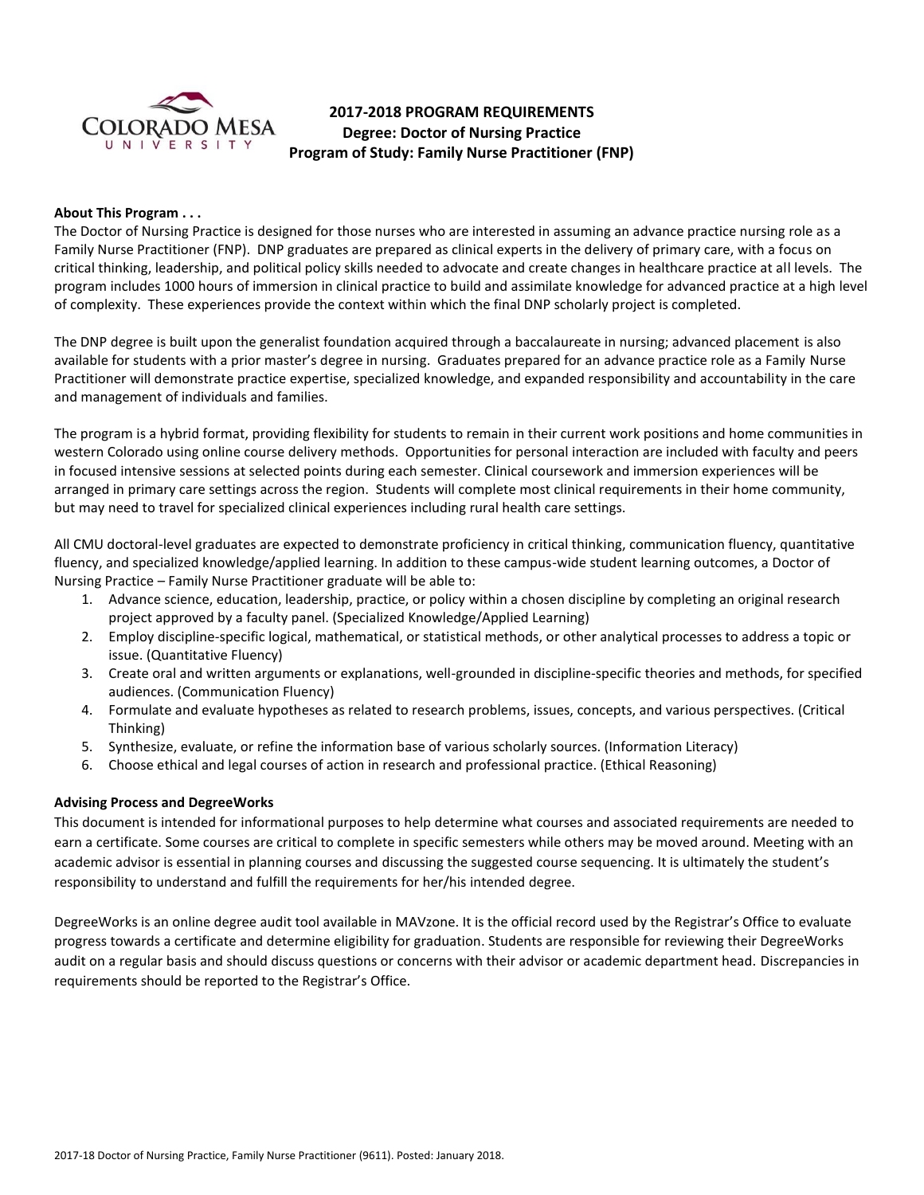# 2017-2018 PROGRAM REQUIREMENTS
## Degree: Doctor of Nursing Practice
## Program of Study: Family Nurse Practitioner (FNP)

**About This Program . . .**

The Doctor of Nursing Practice is designed for those nurses who are interested in assuming an advance practice nursing role as a Family Nurse Practitioner (FNP). DNP graduates are prepared as clinical experts in the delivery of primary care, with a focus on critical thinking, leadership, and political policy skills needed to advocate and create changes in healthcare practice at all levels. The program includes 1000 hours of immersion in clinical practice to build and assimilate knowledge for advanced practice at a high level of complexity. These experiences provide the context within which the final DNP scholarly project is completed.

The DNP degree is built upon the generalist foundation acquired through a baccalaureate in nursing; advanced placement is also available for students with a prior master's degree in nursing. Graduates prepared for an advance practice role as a Family Nurse Practitioner will demonstrate practice expertise, specialized knowledge, and expanded responsibility and accountability in the care and management of individuals and families.

The program is a hybrid format, providing flexibility for students to remain in their current work positions and home communities in western Colorado using online course delivery methods. Opportunities for personal interaction are included with faculty and peers in focused intensive sessions at selected points during each semester. Clinical coursework and immersion experiences will be arranged in primary care settings across the region. Students will complete most clinical requirements in their home community, but may need to travel for specialized clinical experiences including rural health care settings.

All CMU doctoral-level graduates are expected to demonstrate proficiency in critical thinking, communication fluency, quantitative fluency, and specialized knowledge/applied learning. In addition to these campus-wide student learning outcomes, a Doctor of Nursing Practice – Family Nurse Practitioner graduate will be able to:

1. Advance science, education, leadership, practice, or policy within a chosen discipline by completing an original research project approved by a faculty panel. (Specialized Knowledge/Applied Learning)
2. Employ discipline-specific logical, mathematical, or statistical methods, or other analytical processes to address a topic or issue. (Quantitative Fluency)
3. Create oral and written arguments or explanations, well-grounded in discipline-specific theories and methods, for specified audiences. (Communication Fluency)
4. Formulate and evaluate hypotheses as related to research problems, issues, concepts, and various perspectives. (Critical Thinking)
5. Synthesize, evaluate, or refine the information base of various scholarly sources. (Information Literacy)
6. Choose ethical and legal courses of action in research and professional practice. (Ethical Reasoning)

**Advising Process and DegreeWorks**

This document is intended for informational purposes to help determine what courses and associated requirements are needed to earn a certificate. Some courses are critical to complete in specific semesters while others may be moved around. Meeting with an academic advisor is essential in planning courses and discussing the suggested course sequencing. It is ultimately the student's responsibility to understand and fulfill the requirements for her/his intended degree.

DegreeWorks is an online degree audit tool available in MAVzone. It is the official record used by the Registrar's Office to evaluate progress towards a certificate and determine eligibility for graduation. Students are responsible for reviewing their DegreeWorks audit on a regular basis and should discuss questions or concerns with their advisor or academic department head. Discrepancies in requirements should be reported to the Registrar's Office.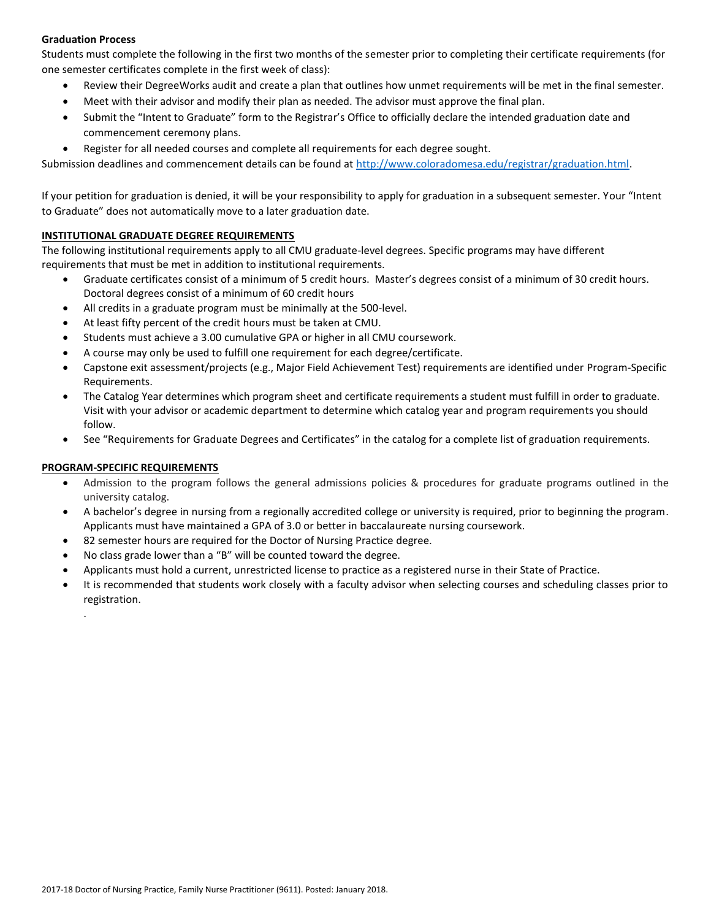**Graduation Process**

Students must complete the following in the first two months of the semester prior to completing their certificate requirements (for one semester certificates complete in the first week of class):

- Review their DegreeWorks audit and create a plan that outlines how unmet requirements will be met in the final semester.
- Meet with their advisor and modify their plan as needed. The advisor must approve the final plan.
- Submit the "Intent to Graduate" form to the Registrar's Office to officially declare the intended graduation date and commencement ceremony plans.
- Register for all needed courses and complete all requirements for each degree sought.

Submission deadlines and commencement details can be found at http://www.coloradomesa.edu/registrar/graduation.html.

If your petition for graduation is denied, it will be your responsibility to apply for graduation in a subsequent semester. Your "Intent to Graduate" does not automatically move to a later graduation date.

## INSTITUTIONAL GRADUATE DEGREE REQUIREMENTS

The following institutional requirements apply to all CMU graduate-level degrees. Specific programs may have different requirements that must be met in addition to institutional requirements.

- Graduate certificates consist of a minimum of 5 credit hours. Master's degrees consist of a minimum of 30 credit hours. Doctoral degrees consist of a minimum of 60 credit hours
- All credits in a graduate program must be minimally at the 500-level.
- At least fifty percent of the credit hours must be taken at CMU.
- Students must achieve a 3.00 cumulative GPA or higher in all CMU coursework.
- A course may only be used to fulfill one requirement for each degree/certificate.
- Capstone exit assessment/projects (e.g., Major Field Achievement Test) requirements are identified under Program-Specific Requirements.
- The Catalog Year determines which program sheet and certificate requirements a student must fulfill in order to graduate. Visit with your advisor or academic department to determine which catalog year and program requirements you should follow.
- See "Requirements for Graduate Degrees and Certificates" in the catalog for a complete list of graduation requirements.

## PROGRAM-SPECIFIC REQUIREMENTS

- Admission to the program follows the general admissions policies & procedures for graduate programs outlined in the university catalog.
- A bachelor's degree in nursing from a regionally accredited college or university is required, prior to beginning the program. Applicants must have maintained a GPA of 3.0 or better in baccalaureate nursing coursework.
- 82 semester hours are required for the Doctor of Nursing Practice degree.
- No class grade lower than a "B" will be counted toward the degree.
- Applicants must hold a current, unrestricted license to practice as a registered nurse in their State of Practice.
- It is recommended that students work closely with a faculty advisor when selecting courses and scheduling classes prior to registration.

.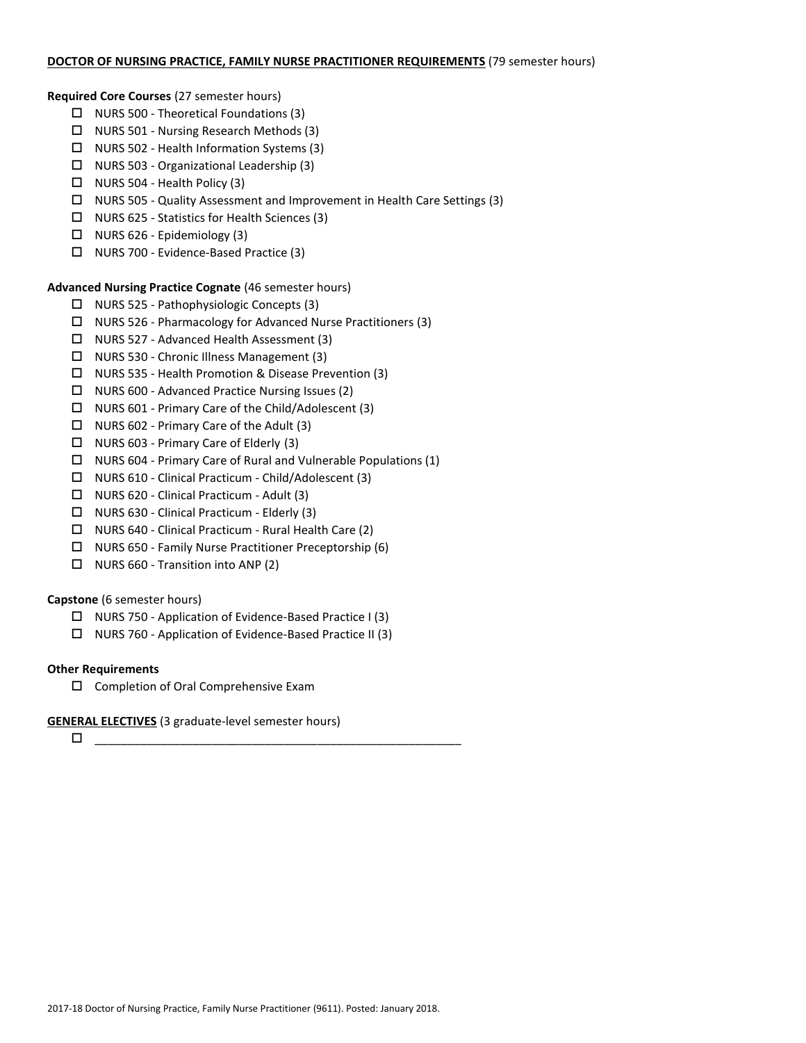**DOCTOR OF NURSING PRACTICE, FAMILY NURSE PRACTITIONER REQUIREMENTS** (79 semester hours)

**Required Core Courses** (27 semester hours)

- ☐ NURS 500 - Theoretical Foundations (3)
- ☐ NURS 501 - Nursing Research Methods (3)
- ☐ NURS 502 - Health Information Systems (3)
- ☐ NURS 503 - Organizational Leadership (3)
- ☐ NURS 504 - Health Policy (3)
- ☐ NURS 505 - Quality Assessment and Improvement in Health Care Settings (3)
- ☐ NURS 625 - Statistics for Health Sciences (3)
- ☐ NURS 626 - Epidemiology (3)
- ☐ NURS 700 - Evidence-Based Practice (3)

**Advanced Nursing Practice Cognate** (46 semester hours)

- ☐ NURS 525 - Pathophysiologic Concepts (3)
- ☐ NURS 526 - Pharmacology for Advanced Nurse Practitioners (3)
- ☐ NURS 527 - Advanced Health Assessment (3)
- ☐ NURS 530 - Chronic Illness Management (3)
- ☐ NURS 535 - Health Promotion & Disease Prevention (3)
- ☐ NURS 600 - Advanced Practice Nursing Issues (2)
- ☐ NURS 601 - Primary Care of the Child/Adolescent (3)
- ☐ NURS 602 - Primary Care of the Adult (3)
- ☐ NURS 603 - Primary Care of Elderly (3)
- ☐ NURS 604 - Primary Care of Rural and Vulnerable Populations (1)
- ☐ NURS 610 - Clinical Practicum - Child/Adolescent (3)
- ☐ NURS 620 - Clinical Practicum - Adult (3)
- ☐ NURS 630 - Clinical Practicum - Elderly (3)
- ☐ NURS 640 - Clinical Practicum - Rural Health Care (2)
- ☐ NURS 650 - Family Nurse Practitioner Preceptorship (6)
- ☐ NURS 660 - Transition into ANP (2)

**Capstone** (6 semester hours)

- ☐ NURS 750 - Application of Evidence-Based Practice I (3)
- ☐ NURS 760 - Application of Evidence-Based Practice II (3)

**Other Requirements**

- ☐ Completion of Oral Comprehensive Exam

**GENERAL ELECTIVES** (3 graduate-level semester hours)

- ☐ ____________________________________________________________

2017-18 Doctor of Nursing Practice, Family Nurse Practitioner (9611). Posted: January 2018.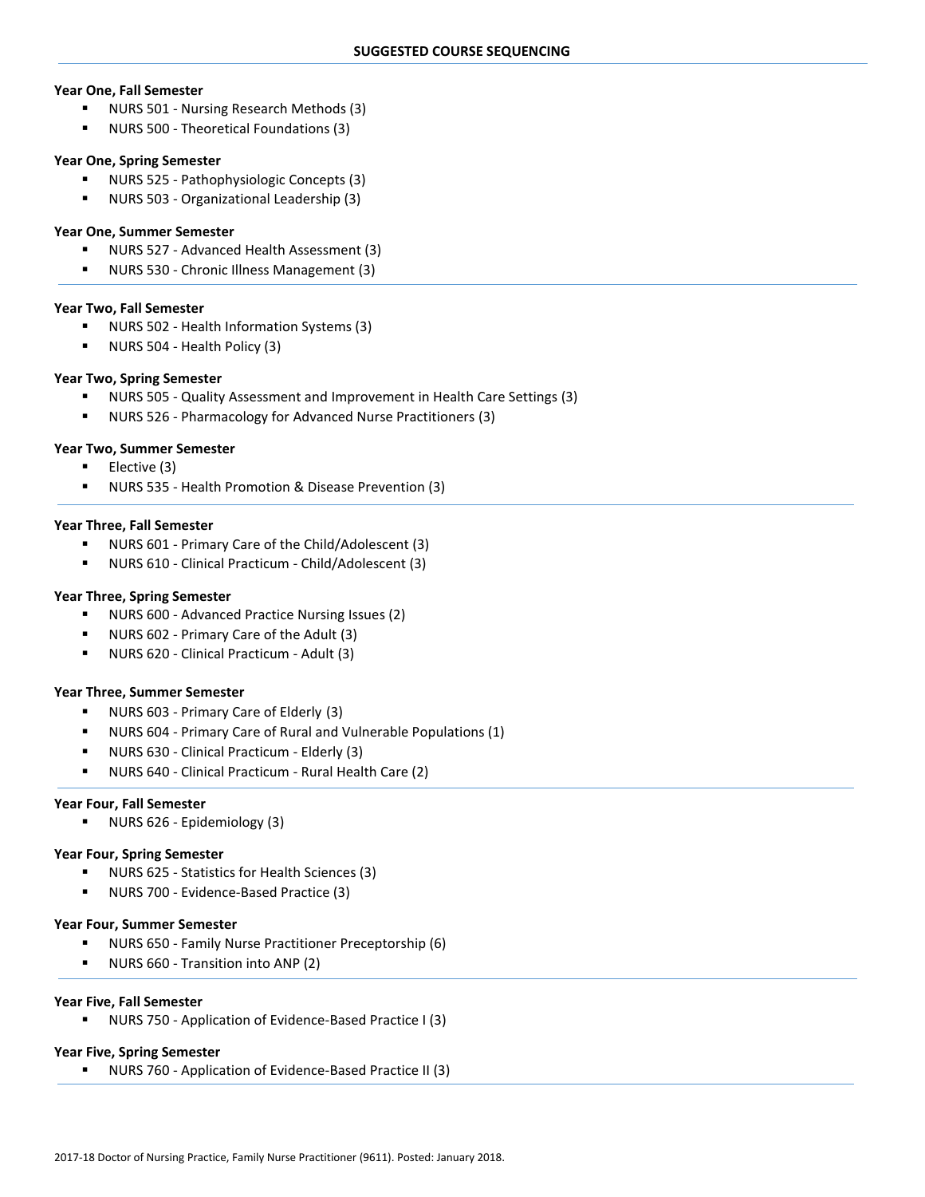## SUGGESTED COURSE SEQUENCING

**Year One, Fall Semester**

- NURS 501 - Nursing Research Methods (3)
- NURS 500 - Theoretical Foundations (3)

**Year One, Spring Semester**

- NURS 525 - Pathophysiologic Concepts (3)
- NURS 503 - Organizational Leadership (3)

**Year One, Summer Semester**

- NURS 527 - Advanced Health Assessment (3)
- NURS 530 - Chronic Illness Management (3)

**Year Two, Fall Semester**

- NURS 502 - Health Information Systems (3)
- NURS 504 - Health Policy (3)

**Year Two, Spring Semester**

- NURS 505 - Quality Assessment and Improvement in Health Care Settings (3)
- NURS 526 - Pharmacology for Advanced Nurse Practitioners (3)

**Year Two, Summer Semester**

- Elective (3)
- NURS 535 - Health Promotion & Disease Prevention (3)

**Year Three, Fall Semester**

- NURS 601 - Primary Care of the Child/Adolescent (3)
- NURS 610 - Clinical Practicum - Child/Adolescent (3)

**Year Three, Spring Semester**

- NURS 600 - Advanced Practice Nursing Issues (2)
- NURS 602 - Primary Care of the Adult (3)
- NURS 620 - Clinical Practicum - Adult (3)

**Year Three, Summer Semester**

- NURS 603 - Primary Care of Elderly (3)
- NURS 604 - Primary Care of Rural and Vulnerable Populations (1)
- NURS 630 - Clinical Practicum - Elderly (3)
- NURS 640 - Clinical Practicum - Rural Health Care (2)

**Year Four, Fall Semester**

- NURS 626 - Epidemiology (3)

**Year Four, Spring Semester**

- NURS 625 - Statistics for Health Sciences (3)
- NURS 700 - Evidence-Based Practice (3)

**Year Four, Summer Semester**

- NURS 650 - Family Nurse Practitioner Preceptorship (6)
- NURS 660 - Transition into ANP (2)

**Year Five, Fall Semester**

- NURS 750 - Application of Evidence-Based Practice I (3)

**Year Five, Spring Semester**

- NURS 760 - Application of Evidence-Based Practice II (3)